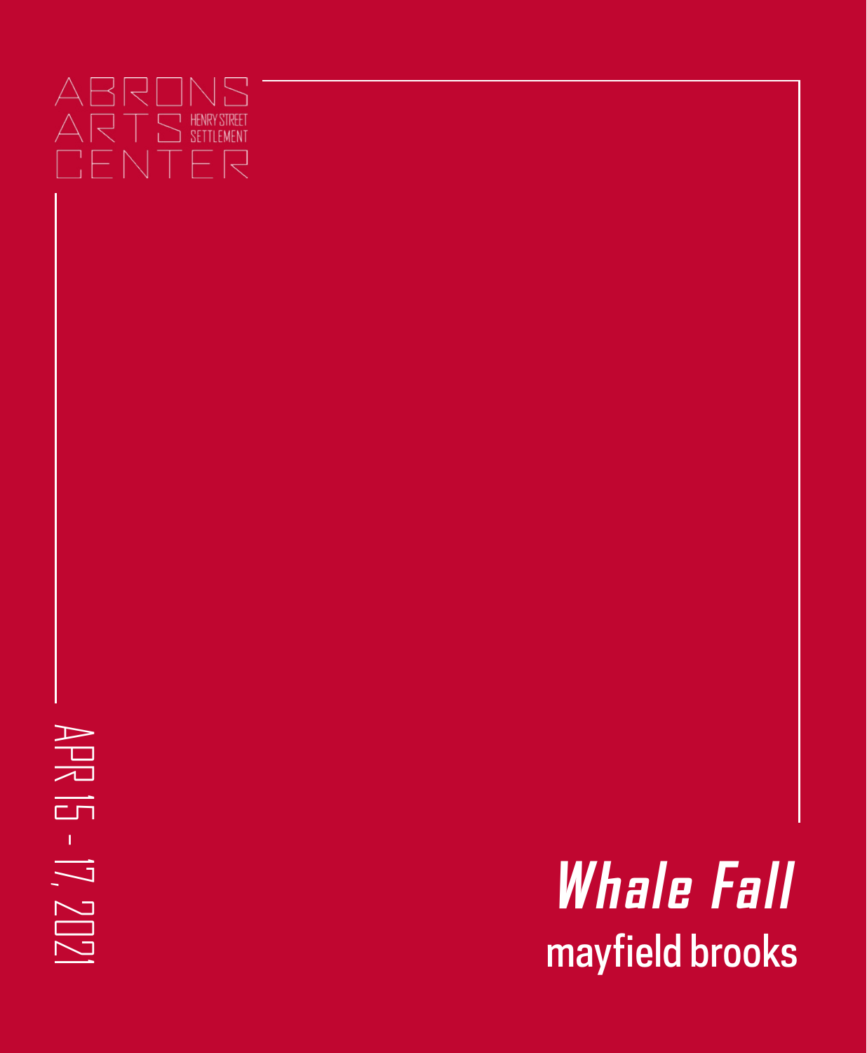ABRONS ARTS CENTER
HENRY STREET SETTLEMENT

APR 15 - 17, 2021

# *Whale Fall*

## mayfield brooks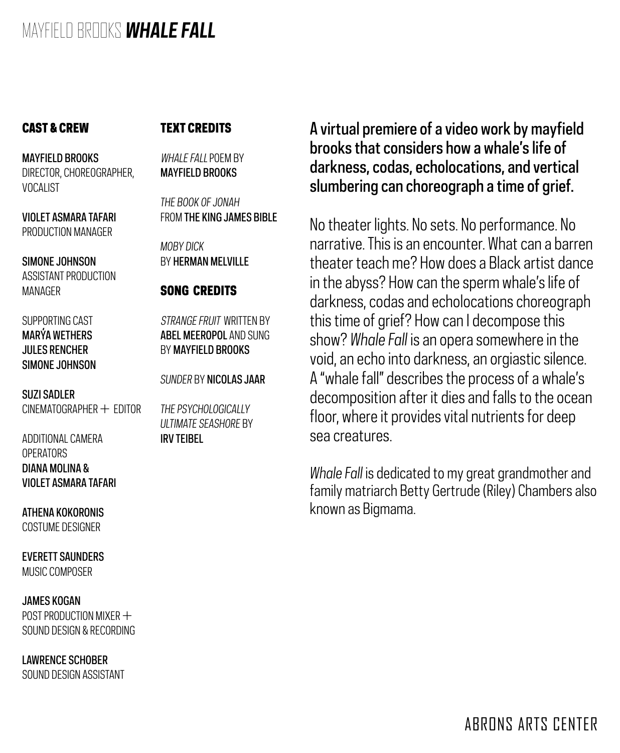# MAYFIELD BROOKS ***WHALE FALL***

**A virtual premiere of a video work by mayfield brooks that considers how a whale's life of darkness, codas, echolocations, and vertical slumbering can choreograph a time of grief.**

No theater lights. No sets. No performance. No narrative. This is an encounter. What can a barren theater teach me? How does a Black artist dance in the abyss? How can the sperm whale's life of darkness, codas and echolocations choreograph this time of grief? How can I decompose this show? *Whale Fall* is an opera somewhere in the void, an echo into darkness, an orgiastic silence. A "whale fall" describes the process of a whale's decomposition after it dies and falls to the ocean floor, where it provides vital nutrients for deep sea creatures.

*Whale Fall* is dedicated to my great grandmother and family matriarch Betty Gertrude (Riley) Chambers also known as Bigmama.

## CAST & CREW

**MAYFIELD BROOKS**
DIRECTOR, CHOREOGRAPHER, VOCALIST

**VIOLET ASMARA TAFARI**
PRODUCTION MANAGER

**SIMONE JOHNSON**
ASSISTANT PRODUCTION MANAGER

SUPPORTING CAST
**MARÝA WETHERS**
**JULES RENCHER**
**SIMONE JOHNSON**

**SUZI SADLER**
CINEMATOGRAPHER + EDITOR

ADDITIONAL CAMERA OPERATORS
**DIANA MOLINA & VIOLET ASMARA TAFARI**

**ATHENA KOKORONIS**
COSTUME DESIGNER

**EVERETT SAUNDERS**
MUSIC COMPOSER

**JAMES KOGAN**
POST PRODUCTION MIXER + SOUND DESIGN & RECORDING

**LAWRENCE SCHOBER**
SOUND DESIGN ASSISTANT

## TEXT CREDITS

*WHALE FALL* POEM BY **MAYFIELD BROOKS**

*THE BOOK OF JONAH* FROM **THE KING JAMES BIBLE**

*MOBY DICK* BY **HERMAN MELVILLE**

## SONG CREDITS

*STRANGE FRUIT* WRITTEN BY **ABEL MEEROPOL** AND SUNG BY **MAYFIELD BROOKS**

*SUNDER* BY **NICOLAS JAAR**

*THE PSYCHOLOGICALLY ULTIMATE SEASHORE* BY **IRV TEIBEL**

ABRONS ARTS CENTER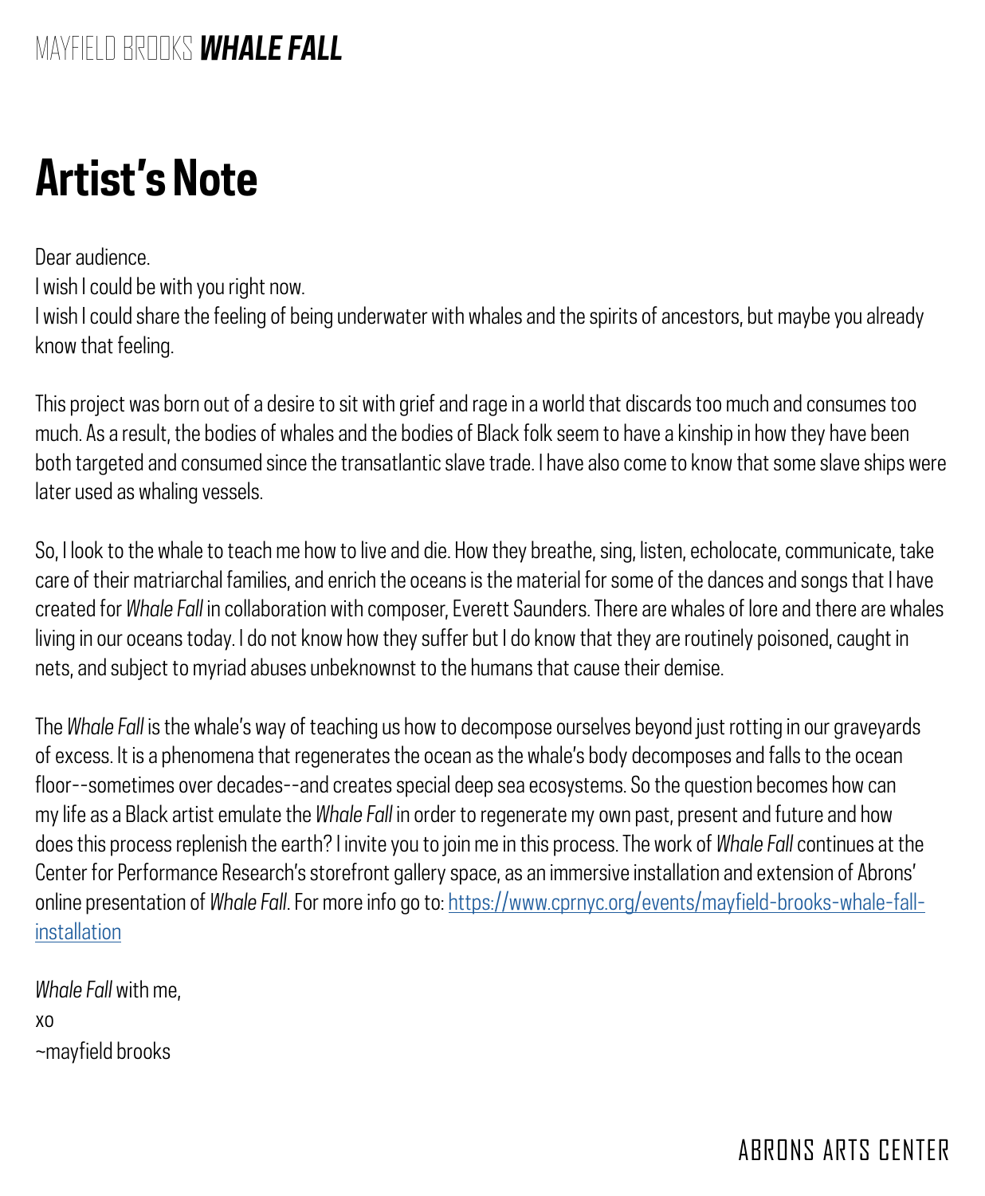# Artist's Note

Dear audience.
I wish I could be with you right now.
I wish I could share the feeling of being underwater with whales and the spirits of ancestors, but maybe you already know that feeling.

This project was born out of a desire to sit with grief and rage in a world that discards too much and consumes too much. As a result, the bodies of whales and the bodies of Black folk seem to have a kinship in how they have been both targeted and consumed since the transatlantic slave trade. I have also come to know that some slave ships were later used as whaling vessels.

So, I look to the whale to teach me how to live and die. How they breathe, sing, listen, echolocate, communicate, take care of their matriarchal families, and enrich the oceans is the material for some of the dances and songs that I have created for *Whale Fall* in collaboration with composer, Everett Saunders. There are whales of lore and there are whales living in our oceans today. I do not know how they suffer but I do know that they are routinely poisoned, caught in nets, and subject to myriad abuses unbeknownst to the humans that cause their demise.

The *Whale Fall* is the whale's way of teaching us how to decompose ourselves beyond just rotting in our graveyards of excess. It is a phenomena that regenerates the ocean as the whale's body decomposes and falls to the ocean floor--sometimes over decades--and creates special deep sea ecosystems. So the question becomes how can my life as a Black artist emulate the *Whale Fall* in order to regenerate my own past, present and future and how does this process replenish the earth? I invite you to join me in this process. The work of *Whale Fall* continues at the Center for Performance Research's storefront gallery space, as an immersive installation and extension of Abrons' online presentation of *Whale Fall*. For more info go to: https://www.cprnyc.org/events/mayfield-brooks-whale-fall-installation

*Whale Fall* with me,
xo
~mayfield brooks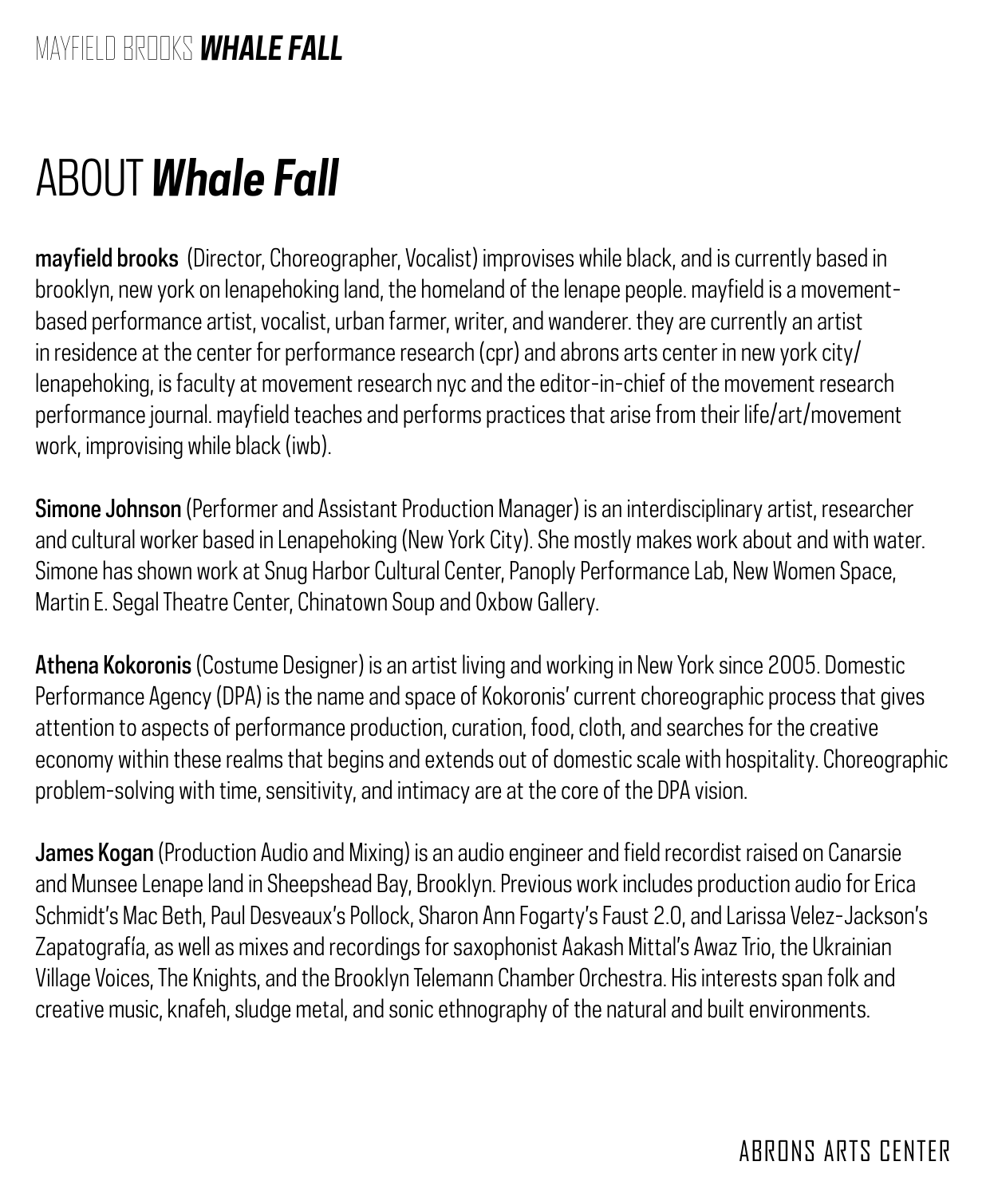# ABOUT ***Whale Fall***

**mayfield brooks** (Director, Choreographer, Vocalist) improvises while black, and is currently based in brooklyn, new york on lenapehoking land, the homeland of the lenape people. mayfield is a movement-based performance artist, vocalist, urban farmer, writer, and wanderer. they are currently an artist in residence at the center for performance research (cpr) and abrons arts center in new york city/ lenapehoking, is faculty at movement research nyc and the editor-in-chief of the movement research performance journal. mayfield teaches and performs practices that arise from their life/art/movement work, improvising while black (iwb).

**Simone Johnson** (Performer and Assistant Production Manager) is an interdisciplinary artist, researcher and cultural worker based in Lenapehoking (New York City). She mostly makes work about and with water. Simone has shown work at Snug Harbor Cultural Center, Panoply Performance Lab, New Women Space, Martin E. Segal Theatre Center, Chinatown Soup and Oxbow Gallery.

**Athena Kokoronis** (Costume Designer) is an artist living and working in New York since 2005. Domestic Performance Agency (DPA) is the name and space of Kokoronis' current choreographic process that gives attention to aspects of performance production, curation, food, cloth, and searches for the creative economy within these realms that begins and extends out of domestic scale with hospitality. Choreographic problem-solving with time, sensitivity, and intimacy are at the core of the DPA vision.

**James Kogan** (Production Audio and Mixing) is an audio engineer and field recordist raised on Canarsie and Munsee Lenape land in Sheepshead Bay, Brooklyn. Previous work includes production audio for Erica Schmidt's Mac Beth, Paul Desveaux's Pollock, Sharon Ann Fogarty's Faust 2.0, and Larissa Velez-Jackson's Zapatografía, as well as mixes and recordings for saxophonist Aakash Mittal's Awaz Trio, the Ukrainian Village Voices, The Knights, and the Brooklyn Telemann Chamber Orchestra. His interests span folk and creative music, knafeh, sludge metal, and sonic ethnography of the natural and built environments.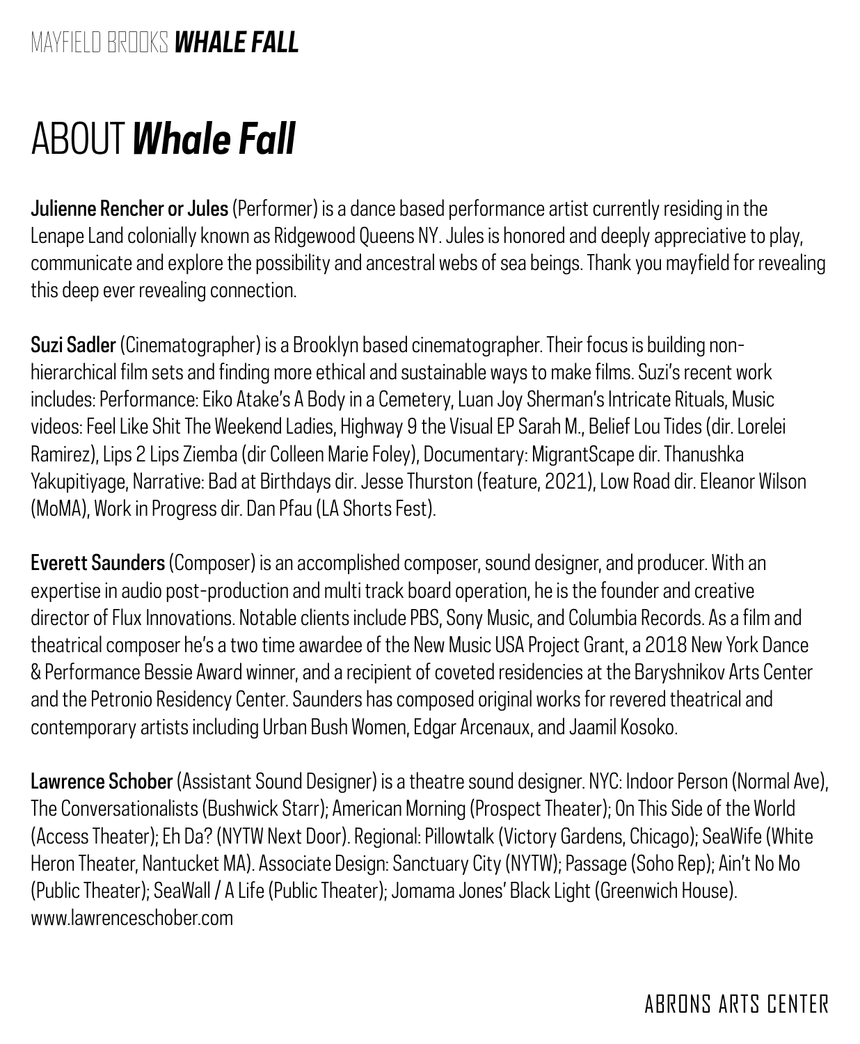# ABOUT ***Whale Fall***

**Julienne Rencher or Jules** (Performer) is a dance based performance artist currently residing in the Lenape Land colonially known as Ridgewood Queens NY. Jules is honored and deeply appreciative to play, communicate and explore the possibility and ancestral webs of sea beings. Thank you mayfield for revealing this deep ever revealing connection.

**Suzi Sadler** (Cinematographer) is a Brooklyn based cinematographer. Their focus is building non-hierarchical film sets and finding more ethical and sustainable ways to make films. Suzi's recent work includes: Performance: Eiko Atake's A Body in a Cemetery, Luan Joy Sherman's Intricate Rituals, Music videos: Feel Like Shit The Weekend Ladies, Highway 9 the Visual EP Sarah M., Belief Lou Tides (dir. Lorelei Ramirez), Lips 2 Lips Ziemba (dir Colleen Marie Foley), Documentary: MigrantScape dir. Thanushka Yakupitiyage, Narrative: Bad at Birthdays dir. Jesse Thurston (feature, 2021), Low Road dir. Eleanor Wilson (MoMA), Work in Progress dir. Dan Pfau (LA Shorts Fest).

**Everett Saunders** (Composer) is an accomplished composer, sound designer, and producer. With an expertise in audio post-production and multi track board operation, he is the founder and creative director of Flux Innovations. Notable clients include PBS, Sony Music, and Columbia Records. As a film and theatrical composer he's a two time awardee of the New Music USA Project Grant, a 2018 New York Dance & Performance Bessie Award winner, and a recipient of coveted residencies at the Baryshnikov Arts Center and the Petronio Residency Center. Saunders has composed original works for revered theatrical and contemporary artists including Urban Bush Women, Edgar Arcenaux, and Jaamil Kosoko.

**Lawrence Schober** (Assistant Sound Designer) is a theatre sound designer. NYC: Indoor Person (Normal Ave), The Conversationalists (Bushwick Starr); American Morning (Prospect Theater); On This Side of the World (Access Theater); Eh Da? (NYTW Next Door). Regional: Pillowtalk (Victory Gardens, Chicago); SeaWife (White Heron Theater, Nantucket MA). Associate Design: Sanctuary City (NYTW); Passage (Soho Rep); Ain't No Mo (Public Theater); SeaWall / A Life (Public Theater); Jomama Jones' Black Light (Greenwich House). www.lawrenceschober.com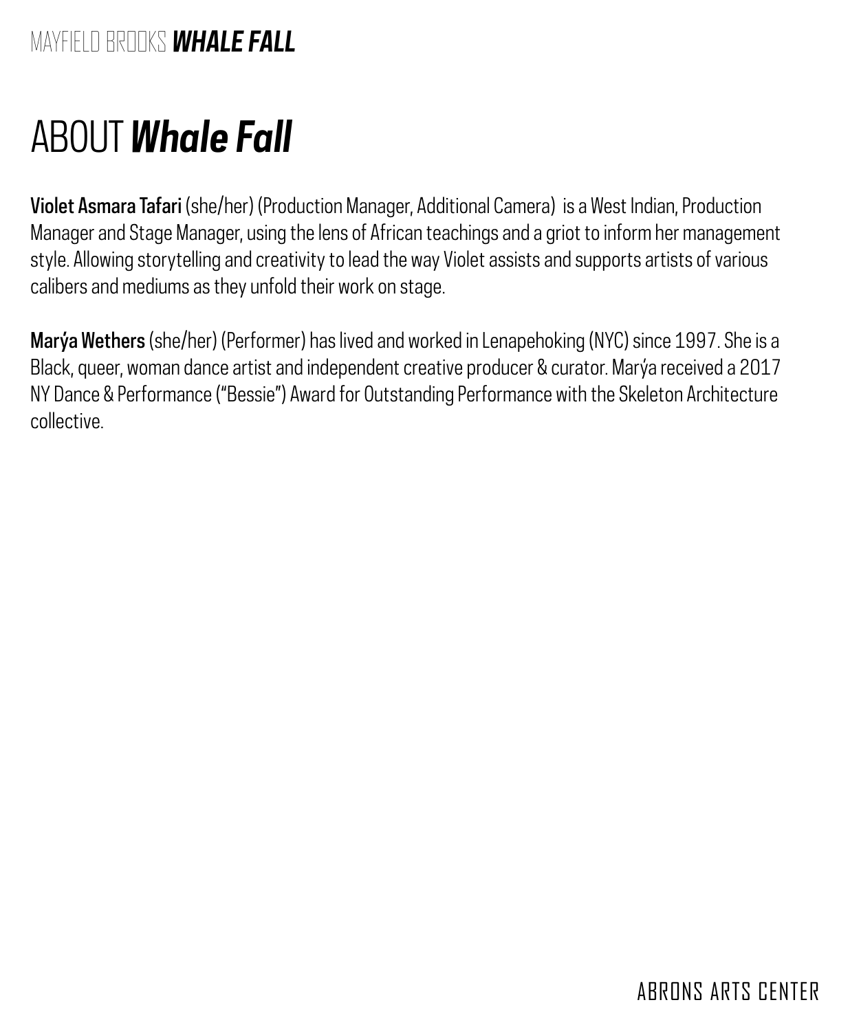# ABOUT ***Whale Fall***

**Violet Asmara Tafari** (she/her) (Production Manager, Additional Camera) is a West Indian, Production Manager and Stage Manager, using the lens of African teachings and a griot to inform her management style. Allowing storytelling and creativity to lead the way Violet assists and supports artists of various calibers and mediums as they unfold their work on stage.

**Marýa Wethers** (she/her) (Performer) has lived and worked in Lenapehoking (NYC) since 1997. She is a Black, queer, woman dance artist and independent creative producer & curator. Marýa received a 2017 NY Dance & Performance ("Bessie") Award for Outstanding Performance with the Skeleton Architecture collective.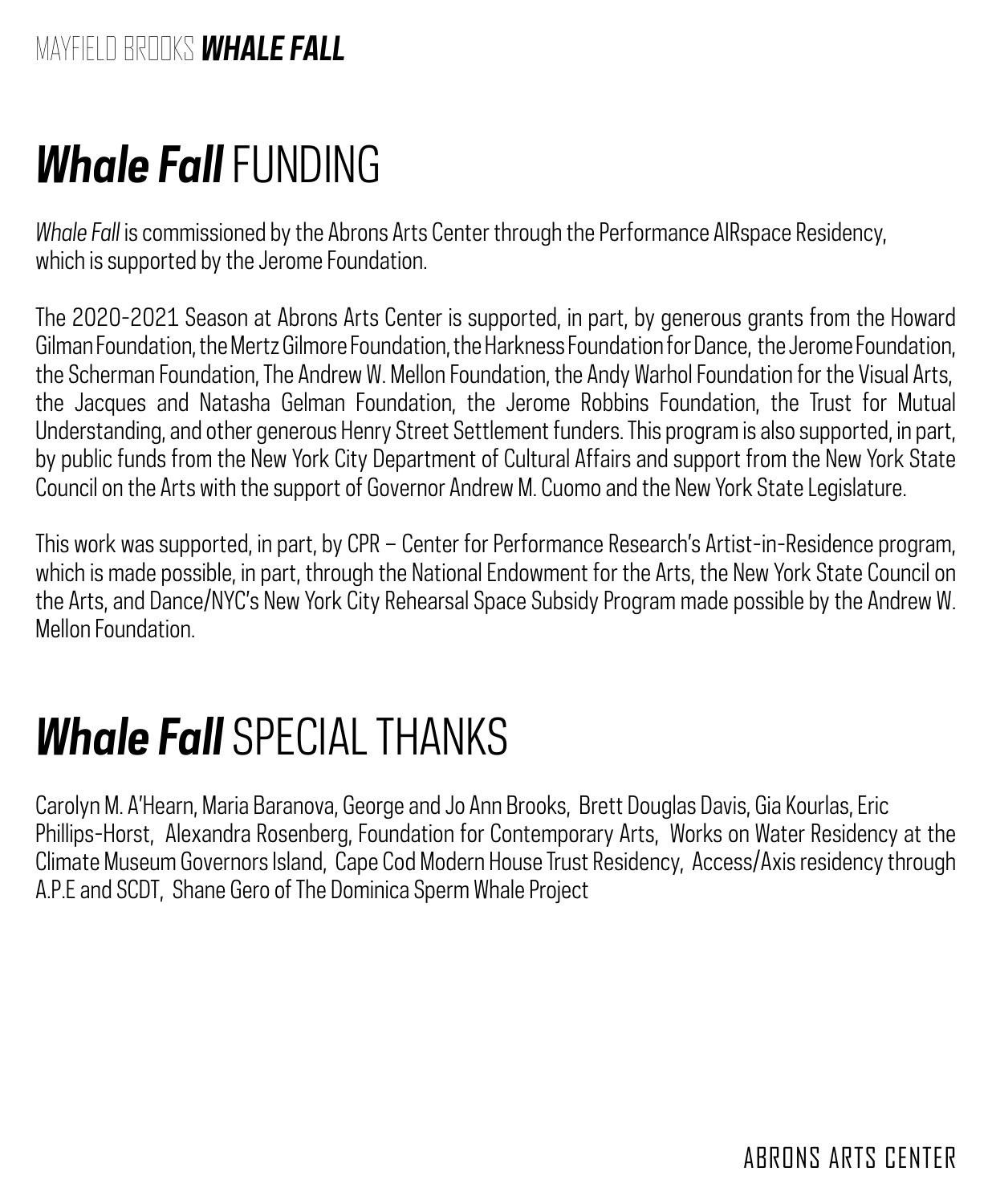# ***Whale Fall*** FUNDING

*Whale Fall* is commissioned by the Abrons Arts Center through the Performance AIRspace Residency, which is supported by the Jerome Foundation.

The 2020-2021 Season at Abrons Arts Center is supported, in part, by generous grants from the Howard Gilman Foundation, the Mertz Gilmore Foundation, the Harkness Foundation for Dance, the Jerome Foundation, the Scherman Foundation, The Andrew W. Mellon Foundation, the Andy Warhol Foundation for the Visual Arts, the Jacques and Natasha Gelman Foundation, the Jerome Robbins Foundation, the Trust for Mutual Understanding, and other generous Henry Street Settlement funders. This program is also supported, in part, by public funds from the New York City Department of Cultural Affairs and support from the New York State Council on the Arts with the support of Governor Andrew M. Cuomo and the New York State Legislature.

This work was supported, in part, by CPR – Center for Performance Research's Artist-in-Residence program, which is made possible, in part, through the National Endowment for the Arts, the New York State Council on the Arts, and Dance/NYC's New York City Rehearsal Space Subsidy Program made possible by the Andrew W. Mellon Foundation.

# ***Whale Fall*** SPECIAL THANKS

Carolyn M. A'Hearn, Maria Baranova, George and Jo Ann Brooks, Brett Douglas Davis, Gia Kourlas, Eric Phillips-Horst, Alexandra Rosenberg, Foundation for Contemporary Arts, Works on Water Residency at the Climate Museum Governors Island, Cape Cod Modern House Trust Residency, Access/Axis residency through A.P.E and SCDT, Shane Gero of The Dominica Sperm Whale Project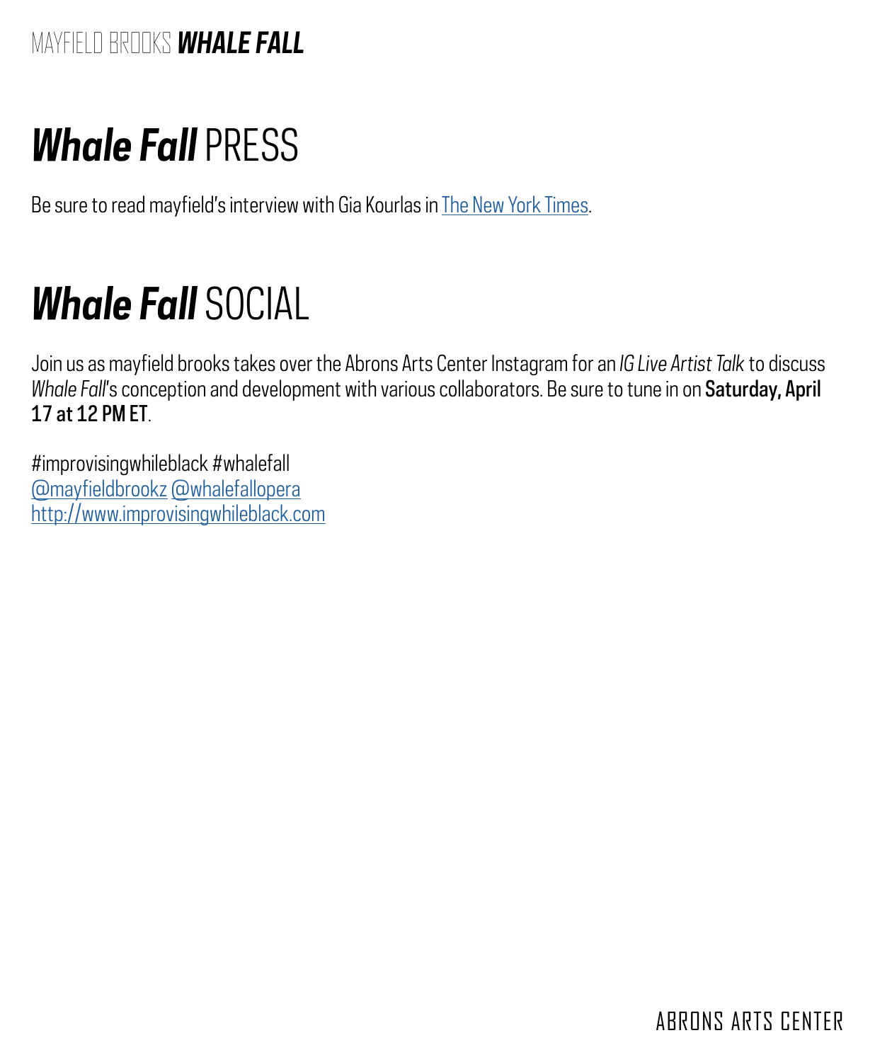# ***Whale Fall*** PRESS

Be sure to read mayfield's interview with Gia Kourlas in [The New York Times].

# ***Whale Fall*** SOCIAL

Join us as mayfield brooks takes over the Abrons Arts Center Instagram for an *IG Live Artist Talk* to discuss *Whale Fall*'s conception and development with various collaborators. Be sure to tune in on **Saturday, April 17 at 12 PM ET**.

#improvisingwhileblack #whalefall
@mayfieldbrookz @whalefallopera
http://www.improvisingwhileblack.com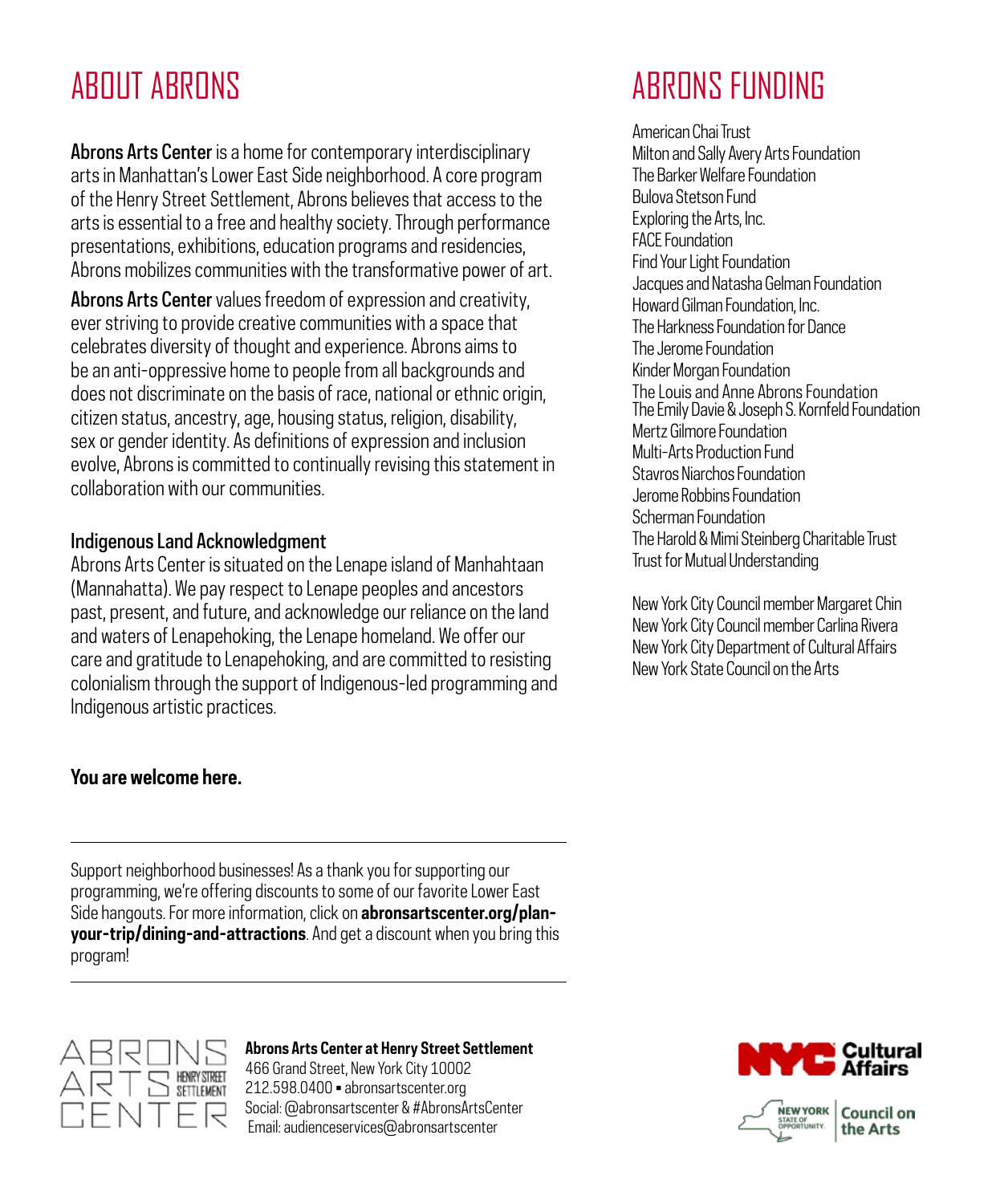# ABOUT ABRONS

**Abrons Arts Center** is a home for contemporary interdisciplinary arts in Manhattan's Lower East Side neighborhood. A core program of the Henry Street Settlement, Abrons believes that access to the arts is essential to a free and healthy society. Through performance presentations, exhibitions, education programs and residencies, Abrons mobilizes communities with the transformative power of art.

**Abrons Arts Center** values freedom of expression and creativity, ever striving to provide creative communities with a space that celebrates diversity of thought and experience. Abrons aims to be an anti-oppressive home to people from all backgrounds and does not discriminate on the basis of race, national or ethnic origin, citizen status, ancestry, age, housing status, religion, disability, sex or gender identity. As definitions of expression and inclusion evolve, Abrons is committed to continually revising this statement in collaboration with our communities.

### Indigenous Land Acknowledgment

Abrons Arts Center is situated on the Lenape island of Manhahtaan (Mannahatta). We pay respect to Lenape peoples and ancestors past, present, and future, and acknowledge our reliance on the land and waters of Lenapehoking, the Lenape homeland. We offer our care and gratitude to Lenapehoking, and are committed to resisting colonialism through the support of Indigenous-led programming and Indigenous artistic practices.

**You are welcome here.**

---

Support neighborhood businesses! As a thank you for supporting our programming, we're offering discounts to some of our favorite Lower East Side hangouts. For more information, click on **abronsartscenter.org/plan-your-trip/dining-and-attractions**. And get a discount when you bring this program!

---

# ABRONS FUNDING

American Chai Trust
Milton and Sally Avery Arts Foundation
The Barker Welfare Foundation
Bulova Stetson Fund
Exploring the Arts, Inc.
FACE Foundation
Find Your Light Foundation
Jacques and Natasha Gelman Foundation
Howard Gilman Foundation, Inc.
The Harkness Foundation for Dance
The Jerome Foundation
Kinder Morgan Foundation
The Louis and Anne Abrons Foundation
The Emily Davie & Joseph S. Kornfeld Foundation
Mertz Gilmore Foundation
Multi-Arts Production Fund
Stavros Niarchos Foundation
Jerome Robbins Foundation
Scherman Foundation
The Harold & Mimi Steinberg Charitable Trust
Trust for Mutual Understanding

New York City Council member Margaret Chin
New York City Council member Carlina Rivera
New York City Department of Cultural Affairs
New York State Council on the Arts

ABRONS ARTS CENTER HENRY STREET SETTLEMENT

**Abrons Arts Center at Henry Street Settlement**
466 Grand Street, New York City 10002
212.598.0400 • abronsartscenter.org
Social: @abronsartscenter & #AbronsArtsCenter
Email: audienceservices@abronsartscenter

NYC Cultural Affairs

NEW YORK STATE OF OPPORTUNITY. Council on the Arts